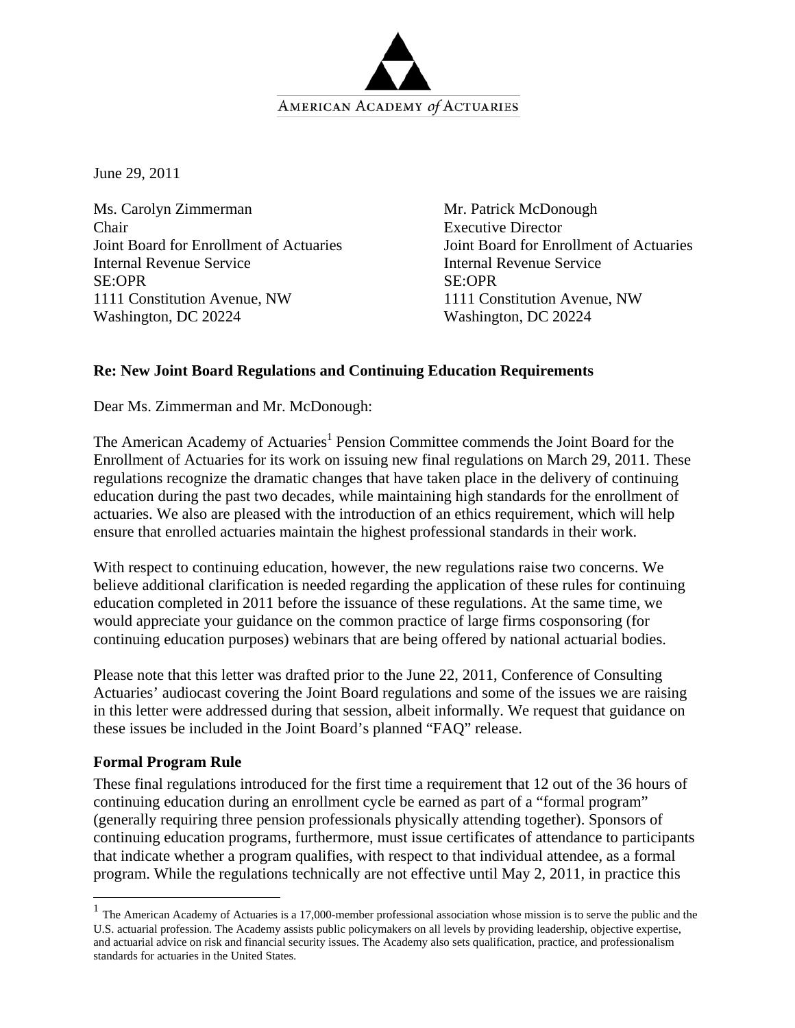AMERICAN ACADEMY *of* ACTUARIES

June 29, 2011

Ms. Carolyn Zimmerman
Chair
Joint Board for Enrollment of Actuaries
Internal Revenue Service
SE:OPR
1111 Constitution Avenue, NW
Washington, DC 20224

Mr. Patrick McDonough
Executive Director
Joint Board for Enrollment of Actuaries
Internal Revenue Service
SE:OPR
1111 Constitution Avenue, NW
Washington, DC 20224

**Re: New Joint Board Regulations and Continuing Education Requirements**

Dear Ms. Zimmerman and Mr. McDonough:

The American Academy of Actuaries[1] Pension Committee commends the Joint Board for the Enrollment of Actuaries for its work on issuing new final regulations on March 29, 2011. These regulations recognize the dramatic changes that have taken place in the delivery of continuing education during the past two decades, while maintaining high standards for the enrollment of actuaries. We also are pleased with the introduction of an ethics requirement, which will help ensure that enrolled actuaries maintain the highest professional standards in their work.

With respect to continuing education, however, the new regulations raise two concerns. We believe additional clarification is needed regarding the application of these rules for continuing education completed in 2011 before the issuance of these regulations. At the same time, we would appreciate your guidance on the common practice of large firms cosponsoring (for continuing education purposes) webinars that are being offered by national actuarial bodies.

Please note that this letter was drafted prior to the June 22, 2011, Conference of Consulting Actuaries' audiocast covering the Joint Board regulations and some of the issues we are raising in this letter were addressed during that session, albeit informally. We request that guidance on these issues be included in the Joint Board's planned "FAQ" release.

**Formal Program Rule**

These final regulations introduced for the first time a requirement that 12 out of the 36 hours of continuing education during an enrollment cycle be earned as part of a "formal program" (generally requiring three pension professionals physically attending together). Sponsors of continuing education programs, furthermore, must issue certificates of attendance to participants that indicate whether a program qualifies, with respect to that individual attendee, as a formal program. While the regulations technically are not effective until May 2, 2011, in practice this

---

[1] The American Academy of Actuaries is a 17,000-member professional association whose mission is to serve the public and the U.S. actuarial profession. The Academy assists public policymakers on all levels by providing leadership, objective expertise, and actuarial advice on risk and financial security issues. The Academy also sets qualification, practice, and professionalism standards for actuaries in the United States.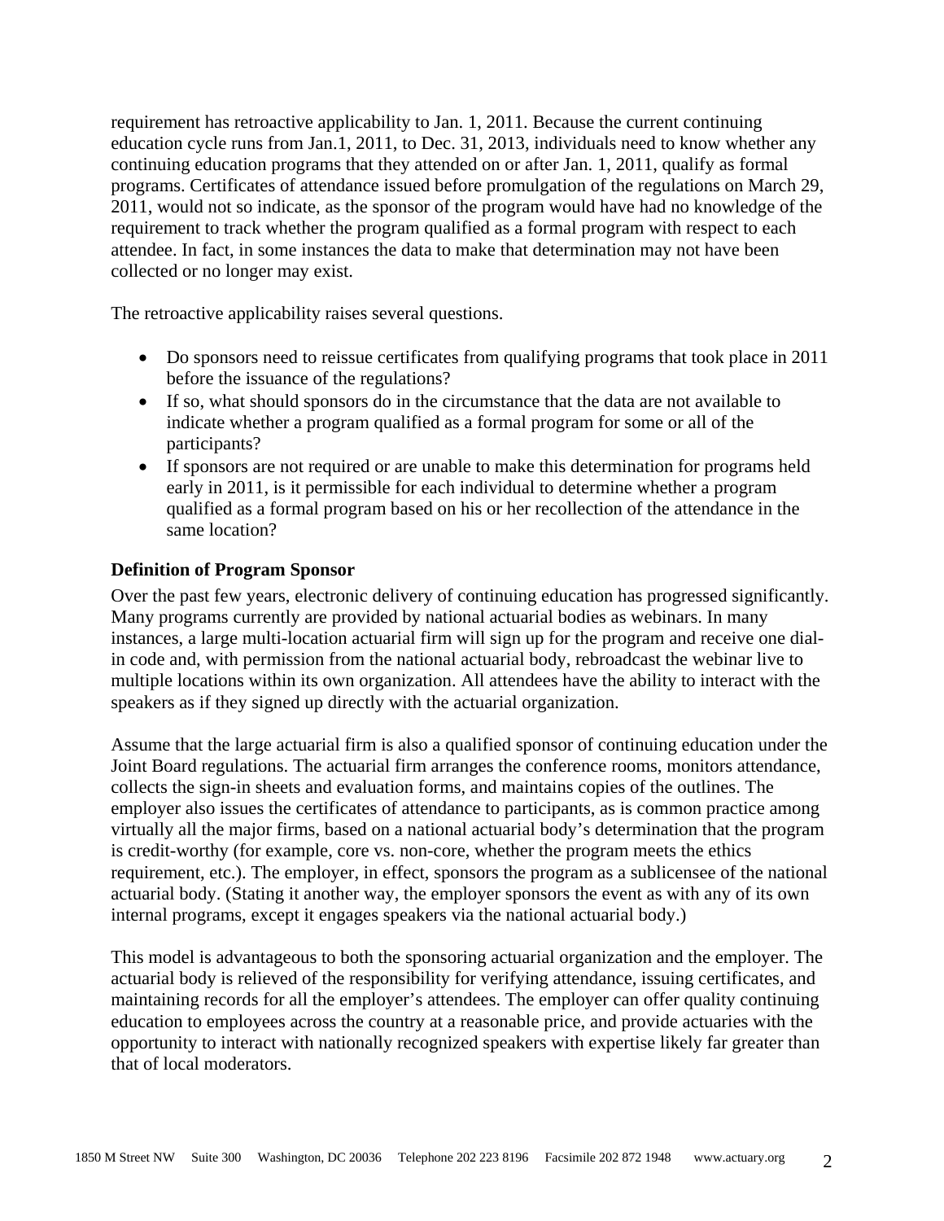requirement has retroactive applicability to Jan. 1, 2011. Because the current continuing education cycle runs from Jan.1, 2011, to Dec. 31, 2013, individuals need to know whether any continuing education programs that they attended on or after Jan. 1, 2011, qualify as formal programs. Certificates of attendance issued before promulgation of the regulations on March 29, 2011, would not so indicate, as the sponsor of the program would have had no knowledge of the requirement to track whether the program qualified as a formal program with respect to each attendee. In fact, in some instances the data to make that determination may not have been collected or no longer may exist.

The retroactive applicability raises several questions.

- Do sponsors need to reissue certificates from qualifying programs that took place in 2011 before the issuance of the regulations?
- If so, what should sponsors do in the circumstance that the data are not available to indicate whether a program qualified as a formal program for some or all of the participants?
- If sponsors are not required or are unable to make this determination for programs held early in 2011, is it permissible for each individual to determine whether a program qualified as a formal program based on his or her recollection of the attendance in the same location?

**Definition of Program Sponsor**

Over the past few years, electronic delivery of continuing education has progressed significantly. Many programs currently are provided by national actuarial bodies as webinars. In many instances, a large multi-location actuarial firm will sign up for the program and receive one dial-in code and, with permission from the national actuarial body, rebroadcast the webinar live to multiple locations within its own organization. All attendees have the ability to interact with the speakers as if they signed up directly with the actuarial organization.

Assume that the large actuarial firm is also a qualified sponsor of continuing education under the Joint Board regulations. The actuarial firm arranges the conference rooms, monitors attendance, collects the sign-in sheets and evaluation forms, and maintains copies of the outlines. The employer also issues the certificates of attendance to participants, as is common practice among virtually all the major firms, based on a national actuarial body's determination that the program is credit-worthy (for example, core vs. non-core, whether the program meets the ethics requirement, etc.). The employer, in effect, sponsors the program as a sublicensee of the national actuarial body. (Stating it another way, the employer sponsors the event as with any of its own internal programs, except it engages speakers via the national actuarial body.)

This model is advantageous to both the sponsoring actuarial organization and the employer. The actuarial body is relieved of the responsibility for verifying attendance, issuing certificates, and maintaining records for all the employer's attendees. The employer can offer quality continuing education to employees across the country at a reasonable price, and provide actuaries with the opportunity to interact with nationally recognized speakers with expertise likely far greater than that of local moderators.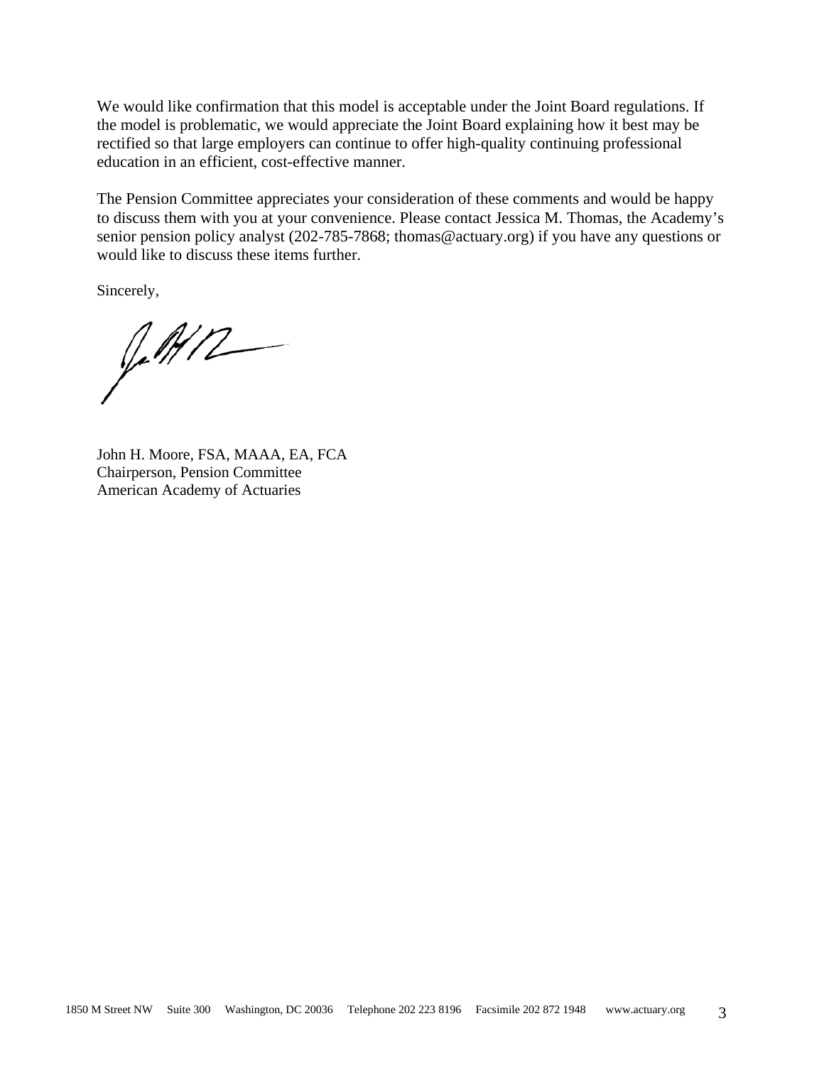We would like confirmation that this model is acceptable under the Joint Board regulations. If the model is problematic, we would appreciate the Joint Board explaining how it best may be rectified so that large employers can continue to offer high-quality continuing professional education in an efficient, cost-effective manner.

The Pension Committee appreciates your consideration of these comments and would be happy to discuss them with you at your convenience. Please contact Jessica M. Thomas, the Academy's senior pension policy analyst (202-785-7868; thomas@actuary.org) if you have any questions or would like to discuss these items further.

Sincerely,

John H. Moore, FSA, MAAA, EA, FCA
Chairperson, Pension Committee
American Academy of Actuaries